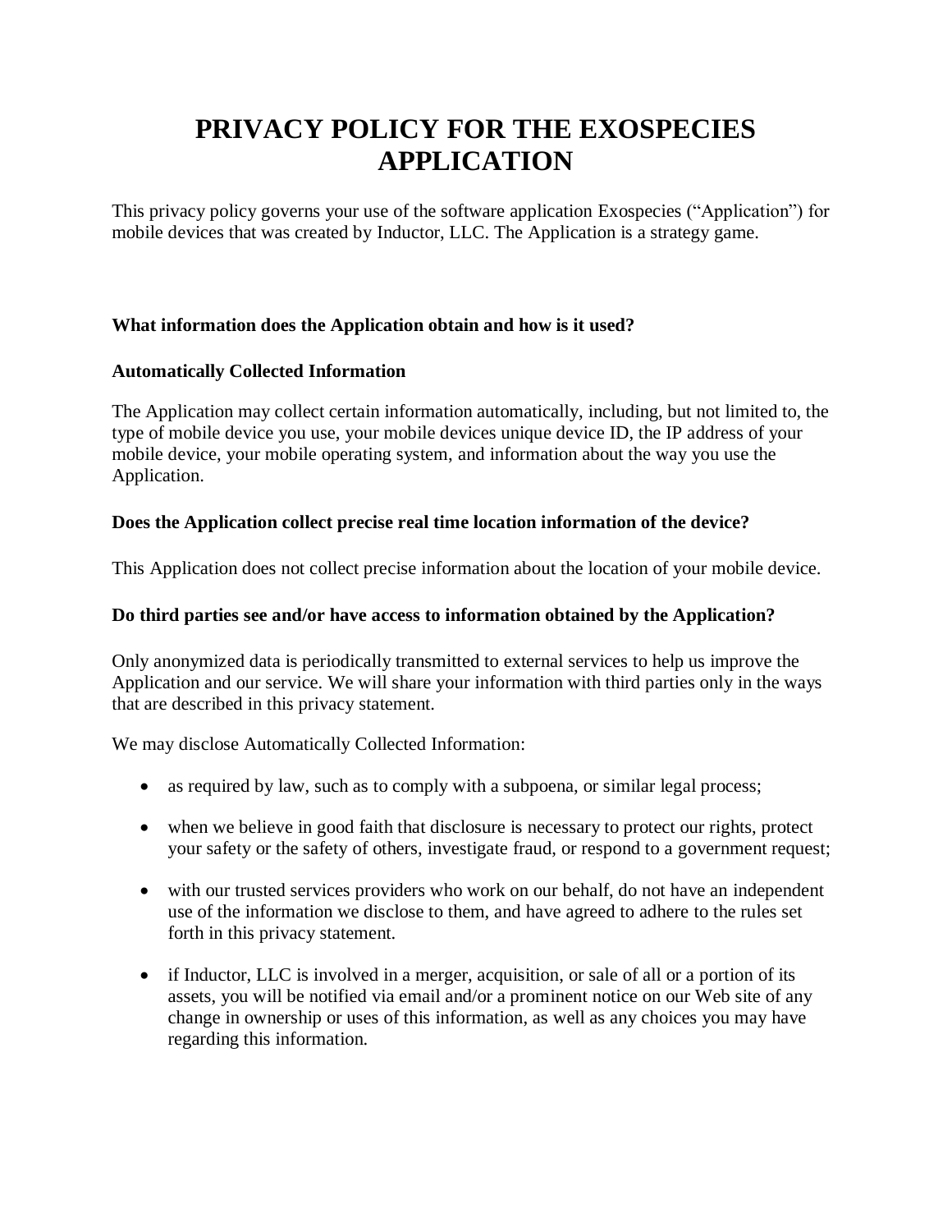# PRIVACY POLICY FOR THE EXOSPECIES APPLICATION

This privacy policy governs your use of the software application Exospecies ("Application") for mobile devices that was created by Inductor, LLC. The Application is a strategy game.

**What information does the Application obtain and how is it used?**

**Automatically Collected Information**

The Application may collect certain information automatically, including, but not limited to, the type of mobile device you use, your mobile devices unique device ID, the IP address of your mobile device, your mobile operating system, and information about the way you use the Application.

**Does the Application collect precise real time location information of the device?**

This Application does not collect precise information about the location of your mobile device.

**Do third parties see and/or have access to information obtained by the Application?**

Only anonymized data is periodically transmitted to external services to help us improve the Application and our service. We will share your information with third parties only in the ways that are described in this privacy statement.

We may disclose Automatically Collected Information:

- as required by law, such as to comply with a subpoena, or similar legal process;
- when we believe in good faith that disclosure is necessary to protect our rights, protect your safety or the safety of others, investigate fraud, or respond to a government request;
- with our trusted services providers who work on our behalf, do not have an independent use of the information we disclose to them, and have agreed to adhere to the rules set forth in this privacy statement.
- if Inductor, LLC is involved in a merger, acquisition, or sale of all or a portion of its assets, you will be notified via email and/or a prominent notice on our Web site of any change in ownership or uses of this information, as well as any choices you may have regarding this information.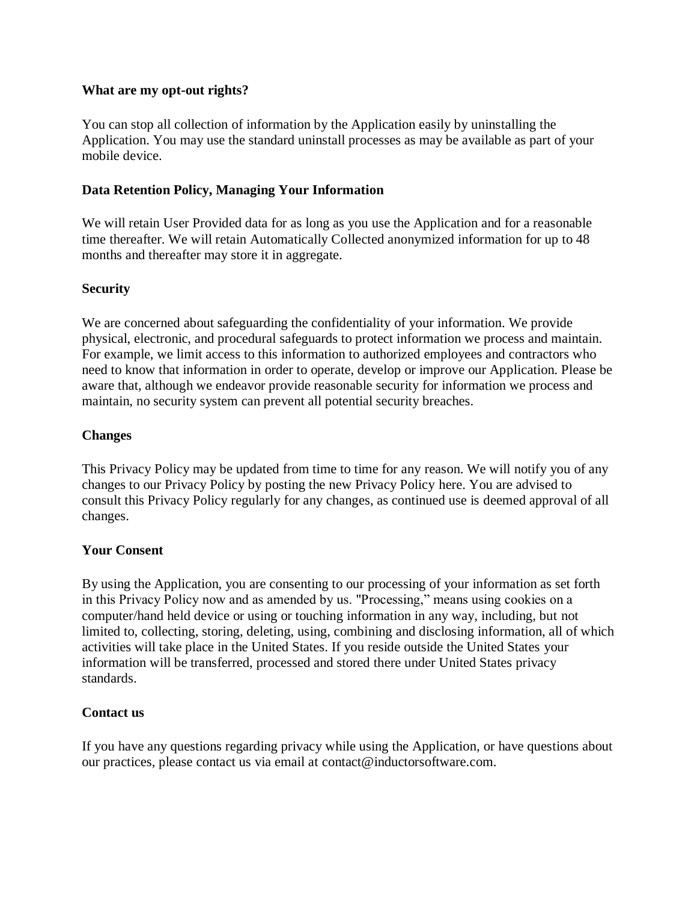**What are my opt-out rights?**

You can stop all collection of information by the Application easily by uninstalling the Application. You may use the standard uninstall processes as may be available as part of your mobile device.

**Data Retention Policy, Managing Your Information**

We will retain User Provided data for as long as you use the Application and for a reasonable time thereafter. We will retain Automatically Collected anonymized information for up to 48 months and thereafter may store it in aggregate.

**Security**

We are concerned about safeguarding the confidentiality of your information. We provide physical, electronic, and procedural safeguards to protect information we process and maintain. For example, we limit access to this information to authorized employees and contractors who need to know that information in order to operate, develop or improve our Application. Please be aware that, although we endeavor provide reasonable security for information we process and maintain, no security system can prevent all potential security breaches.

**Changes**

This Privacy Policy may be updated from time to time for any reason. We will notify you of any changes to our Privacy Policy by posting the new Privacy Policy here. You are advised to consult this Privacy Policy regularly for any changes, as continued use is deemed approval of all changes.

**Your Consent**

By using the Application, you are consenting to our processing of your information as set forth in this Privacy Policy now and as amended by us. "Processing," means using cookies on a computer/hand held device or using or touching information in any way, including, but not limited to, collecting, storing, deleting, using, combining and disclosing information, all of which activities will take place in the United States. If you reside outside the United States your information will be transferred, processed and stored there under United States privacy standards.

**Contact us**

If you have any questions regarding privacy while using the Application, or have questions about our practices, please contact us via email at contact@inductorsoftware.com.